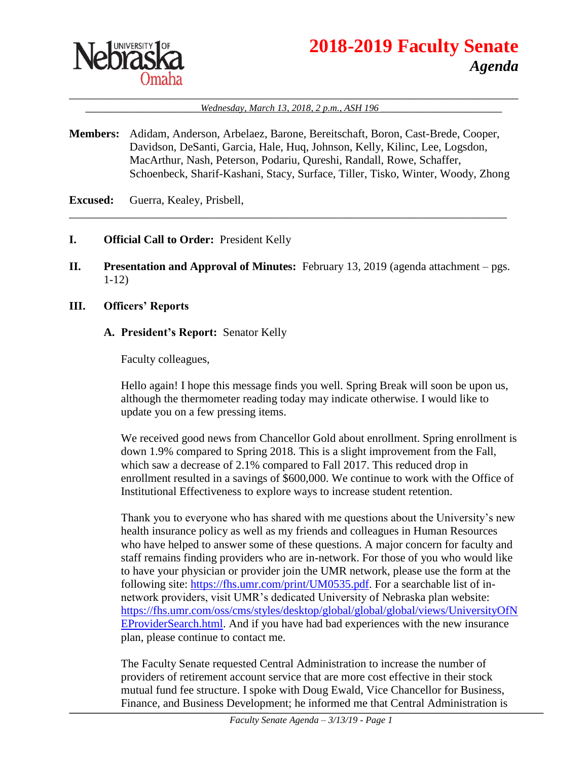# 2018-2019 Faculty Senate

## *Agenda*

*Wednesday, March 13, 2018, 2 p.m., ASH 196*

**Members:** Adidam, Anderson, Arbelaez, Barone, Bereitschaft, Boron, Cast-Brede, Cooper, Davidson, DeSanti, Garcia, Hale, Huq, Johnson, Kelly, Kilinc, Lee, Logsdon, MacArthur, Nash, Peterson, Podariu, Qureshi, Randall, Rowe, Schaffer, Schoenbeck, Sharif-Kashani, Stacy, Surface, Tiller, Tisko, Winter, Woody, Zhong

**Excused:** Guerra, Kealey, Prisbell,

---

**I. Official Call to Order:** President Kelly

**II. Presentation and Approval of Minutes:** February 13, 2019 (agenda attachment – pgs. 1-12)

**III. Officers' Reports**

**A. President's Report:** Senator Kelly

Faculty colleagues,

Hello again! I hope this message finds you well. Spring Break will soon be upon us, although the thermometer reading today may indicate otherwise. I would like to update you on a few pressing items.

We received good news from Chancellor Gold about enrollment. Spring enrollment is down 1.9% compared to Spring 2018. This is a slight improvement from the Fall, which saw a decrease of 2.1% compared to Fall 2017. This reduced drop in enrollment resulted in a savings of $600,000. We continue to work with the Office of Institutional Effectiveness to explore ways to increase student retention.

Thank you to everyone who has shared with me questions about the University's new health insurance policy as well as my friends and colleagues in Human Resources who have helped to answer some of these questions. A major concern for faculty and staff remains finding providers who are in-network. For those of you who would like to have your physician or provider join the UMR network, please use the form at the following site: [https://fhs.umr.com/print/UM0535.pdf](https://fhs.umr.com/print/UM0535.pdf). For a searchable list of in-network providers, visit UMR's dedicated University of Nebraska plan website: [https://fhs.umr.com/oss/cms/styles/desktop/global/global/global/views/UniversityOfNEProviderSearch.html](https://fhs.umr.com/oss/cms/styles/desktop/global/global/global/views/UniversityOfNEProviderSearch.html). And if you have had bad experiences with the new insurance plan, please continue to contact me.

The Faculty Senate requested Central Administration to increase the number of providers of retirement account service that are more cost effective in their stock mutual fund fee structure. I spoke with Doug Ewald, Vice Chancellor for Business, Finance, and Business Development; he informed me that Central Administration is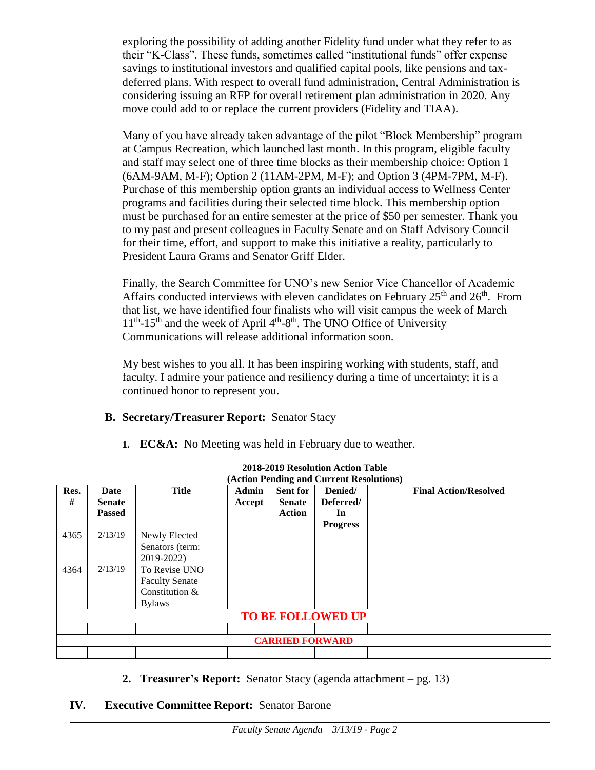exploring the possibility of adding another Fidelity fund under what they refer to as their "K-Class". These funds, sometimes called "institutional funds" offer expense savings to institutional investors and qualified capital pools, like pensions and tax-deferred plans. With respect to overall fund administration, Central Administration is considering issuing an RFP for overall retirement plan administration in 2020. Any move could add to or replace the current providers (Fidelity and TIAA).

Many of you have already taken advantage of the pilot "Block Membership" program at Campus Recreation, which launched last month. In this program, eligible faculty and staff may select one of three time blocks as their membership choice: Option 1 (6AM-9AM, M-F); Option 2 (11AM-2PM, M-F); and Option 3 (4PM-7PM, M-F). Purchase of this membership option grants an individual access to Wellness Center programs and facilities during their selected time block. This membership option must be purchased for an entire semester at the price of $50 per semester. Thank you to my past and present colleagues in Faculty Senate and on Staff Advisory Council for their time, effort, and support to make this initiative a reality, particularly to President Laura Grams and Senator Griff Elder.

Finally, the Search Committee for UNO's new Senior Vice Chancellor of Academic Affairs conducted interviews with eleven candidates on February 25th and 26th. From that list, we have identified four finalists who will visit campus the week of March 11th-15th and the week of April 4th-8th. The UNO Office of University Communications will release additional information soon.

My best wishes to you all. It has been inspiring working with students, staff, and faculty. I admire your patience and resiliency during a time of uncertainty; it is a continued honor to represent you.

**B. Secretary/Treasurer Report:** Senator Stacy

1. **EC&A:** No Meeting was held in February due to weather.

**2018-2019 Resolution Action Table**
**(Action Pending and Current Resolutions)**

| Res. # | Date Senate Passed | Title | Admin Accept | Sent for Senate Action | Denied/ Deferred/ In Progress | Final Action/Resolved |
|---|---|---|---|---|---|---|
| 4365 | 2/13/19 | Newly Elected Senators (term: 2019-2022) | | | | |
| 4364 | 2/13/19 | To Revise UNO Faculty Senate Constitution & Bylaws | | | | |
| **TO BE FOLLOWED UP** | | | | | | |
| | | | | | | |
| **CARRIED FORWARD** | | | | | | |
| | | | | | | |

2. **Treasurer's Report:** Senator Stacy (agenda attachment – pg. 13)

**IV. Executive Committee Report:** Senator Barone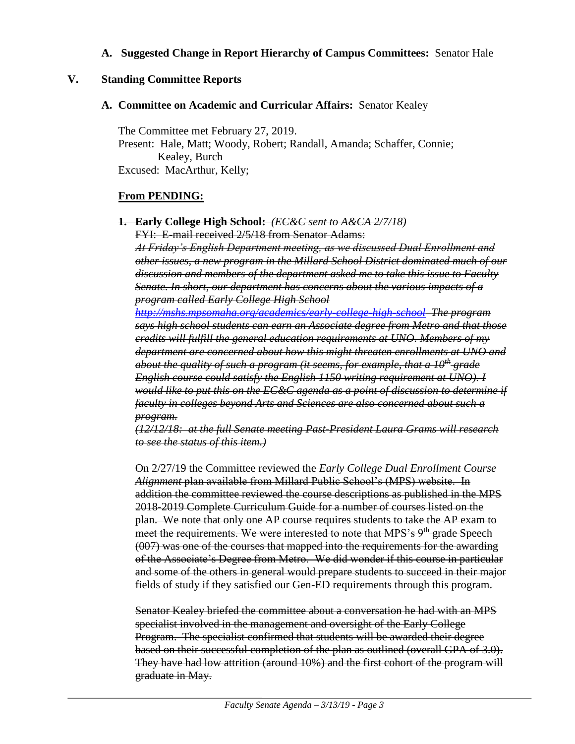**A. Suggested Change in Report Hierarchy of Campus Committees:** Senator Hale

## V. Standing Committee Reports

### A. Committee on Academic and Curricular Affairs: Senator Kealey

The Committee met February 27, 2019.
Present: Hale, Matt; Woody, Robert; Randall, Amanda; Schaffer, Connie; Kealey, Burch
Excused: MacArthur, Kelly;

**From PENDING:**

~~**1. Early College High School:** *(EC&C sent to A&CA 2/7/18)*~~
~~FYI: E-mail received 2/5/18 from Senator Adams:~~
~~*At Friday's English Department meeting, as we discussed Dual Enrollment and other issues, a new program in the Millard School District dominated much of our discussion and members of the department asked me to take this issue to Faculty Senate. In short, our department has concerns about the various impacts of a program called Early College High School*~~
~~*http://mshs.mpsomaha.org/academics/early-college-high-school The program says high school students can earn an Associate degree from Metro and that those credits will fulfill the general education requirements at UNO. Members of my department are concerned about how this might threaten enrollments at UNO and about the quality of such a program (it seems, for example, that a 10th grade English course could satisfy the English 1150 writing requirement at UNO). I would like to put this on the EC&C agenda as a point of discussion to determine if faculty in colleges beyond Arts and Sciences are also concerned about such a program.*~~
~~*(12/12/18: at the full Senate meeting Past-President Laura Grams will research to see the status of this item.)*~~

~~On 2/27/19 the Committee reviewed the *Early College Dual Enrollment Course Alignment* plan available from Millard Public School's (MPS) website. In addition the committee reviewed the course descriptions as published in the MPS 2018-2019 Complete Curriculum Guide for a number of courses listed on the plan. We note that only one AP course requires students to take the AP exam to meet the requirements. We were interested to note that MPS's 9th grade Speech (007) was one of the courses that mapped into the requirements for the awarding of the Associate's Degree from Metro. We did wonder if this course in particular and some of the others in general would prepare students to succeed in their major fields of study if they satisfied our Gen-ED requirements through this program.~~

~~Senator Kealey briefed the committee about a conversation he had with an MPS specialist involved in the management and oversight of the Early College Program. The specialist confirmed that students will be awarded their degree based on their successful completion of the plan as outlined (overall GPA of 3.0). They have had low attrition (around 10%) and the first cohort of the program will graduate in May.~~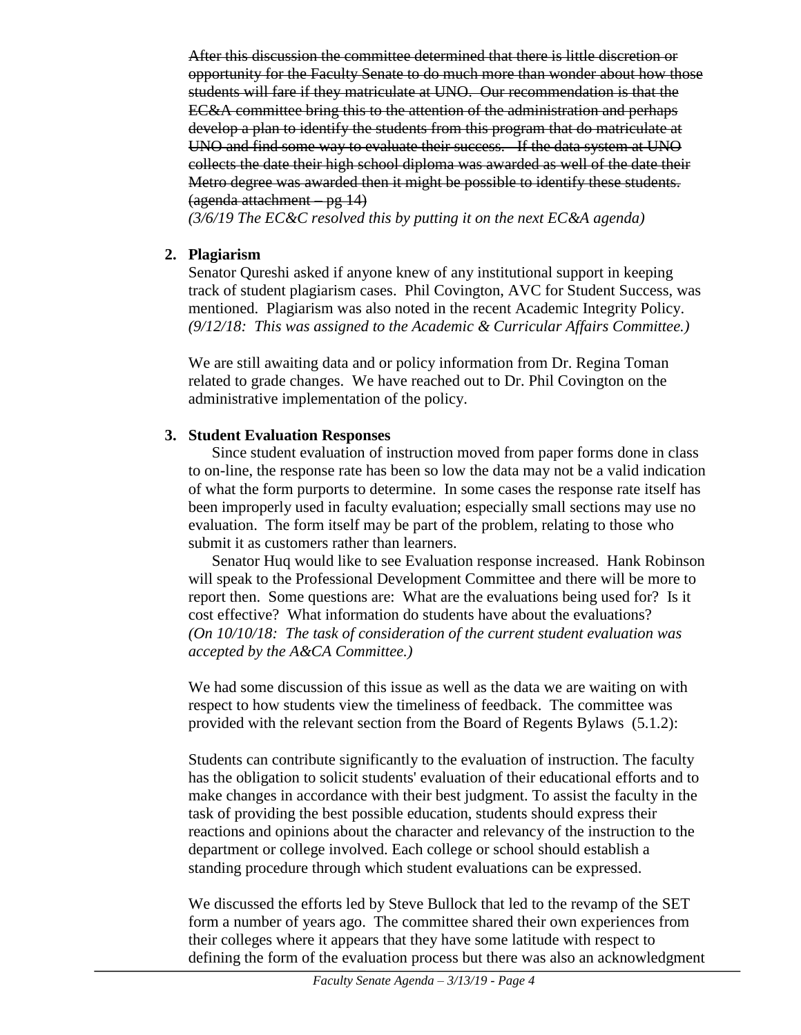~~After this discussion the committee determined that there is little discretion or opportunity for the Faculty Senate to do much more than wonder about how those students will fare if they matriculate at UNO. Our recommendation is that the EC&A committee bring this to the attention of the administration and perhaps develop a plan to identify the students from this program that do matriculate at UNO and find some way to evaluate their success. If the data system at UNO collects the date their high school diploma was awarded as well of the date their Metro degree was awarded then it might be possible to identify these students. (agenda attachment – pg 14)~~

*(3/6/19 The EC&C resolved this by putting it on the next EC&A agenda)*

2. **Plagiarism**

   Senator Qureshi asked if anyone knew of any institutional support in keeping track of student plagiarism cases. Phil Covington, AVC for Student Success, was mentioned. Plagiarism was also noted in the recent Academic Integrity Policy. *(9/12/18: This was assigned to the Academic & Curricular Affairs Committee.)*

   We are still awaiting data and or policy information from Dr. Regina Toman related to grade changes. We have reached out to Dr. Phil Covington on the administrative implementation of the policy.

3. **Student Evaluation Responses**

   Since student evaluation of instruction moved from paper forms done in class to on-line, the response rate has been so low the data may not be a valid indication of what the form purports to determine. In some cases the response rate itself has been improperly used in faculty evaluation; especially small sections may use no evaluation. The form itself may be part of the problem, relating to those who submit it as customers rather than learners.

   Senator Huq would like to see Evaluation response increased. Hank Robinson will speak to the Professional Development Committee and there will be more to report then. Some questions are: What are the evaluations being used for? Is it cost effective? What information do students have about the evaluations? *(On 10/10/18: The task of consideration of the current student evaluation was accepted by the A&CA Committee.)*

   We had some discussion of this issue as well as the data we are waiting on with respect to how students view the timeliness of feedback. The committee was provided with the relevant section from the Board of Regents Bylaws (5.1.2):

   Students can contribute significantly to the evaluation of instruction. The faculty has the obligation to solicit students' evaluation of their educational efforts and to make changes in accordance with their best judgment. To assist the faculty in the task of providing the best possible education, students should express their reactions and opinions about the character and relevancy of the instruction to the department or college involved. Each college or school should establish a standing procedure through which student evaluations can be expressed.

   We discussed the efforts led by Steve Bullock that led to the revamp of the SET form a number of years ago. The committee shared their own experiences from their colleges where it appears that they have some latitude with respect to defining the form of the evaluation process but there was also an acknowledgment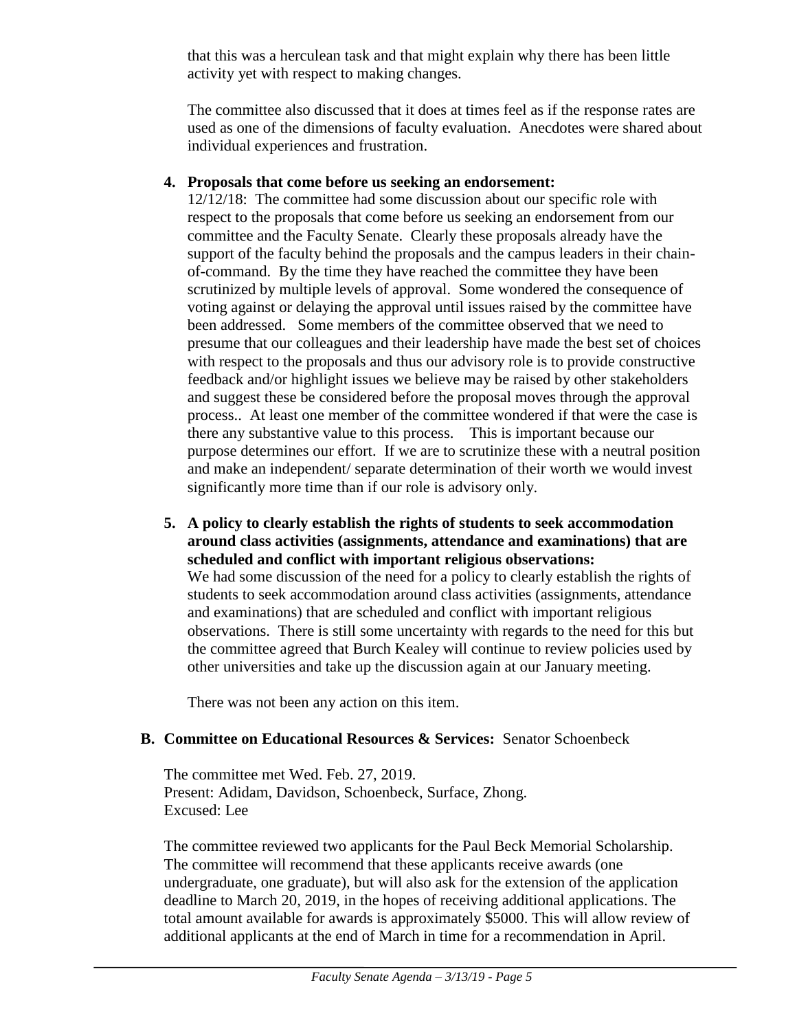that this was a herculean task and that might explain why there has been little activity yet with respect to making changes.

The committee also discussed that it does at times feel as if the response rates are used as one of the dimensions of faculty evaluation. Anecdotes were shared about individual experiences and frustration.

4. **Proposals that come before us seeking an endorsement:**
   12/12/18: The committee had some discussion about our specific role with respect to the proposals that come before us seeking an endorsement from our committee and the Faculty Senate. Clearly these proposals already have the support of the faculty behind the proposals and the campus leaders in their chain-of-command. By the time they have reached the committee they have been scrutinized by multiple levels of approval. Some wondered the consequence of voting against or delaying the approval until issues raised by the committee have been addressed. Some members of the committee observed that we need to presume that our colleagues and their leadership have made the best set of choices with respect to the proposals and thus our advisory role is to provide constructive feedback and/or highlight issues we believe may be raised by other stakeholders and suggest these be considered before the proposal moves through the approval process.. At least one member of the committee wondered if that were the case is there any substantive value to this process. This is important because our purpose determines our effort. If we are to scrutinize these with a neutral position and make an independent/ separate determination of their worth we would invest significantly more time than if our role is advisory only.

5. **A policy to clearly establish the rights of students to seek accommodation around class activities (assignments, attendance and examinations) that are scheduled and conflict with important religious observations:**
   We had some discussion of the need for a policy to clearly establish the rights of students to seek accommodation around class activities (assignments, attendance and examinations) that are scheduled and conflict with important religious observations. There is still some uncertainty with regards to the need for this but the committee agreed that Burch Kealey will continue to review policies used by other universities and take up the discussion again at our January meeting.

   There was not been any action on this item.

**B. Committee on Educational Resources & Services:** Senator Schoenbeck

The committee met Wed. Feb. 27, 2019.
Present: Adidam, Davidson, Schoenbeck, Surface, Zhong.
Excused: Lee

The committee reviewed two applicants for the Paul Beck Memorial Scholarship. The committee will recommend that these applicants receive awards (one undergraduate, one graduate), but will also ask for the extension of the application deadline to March 20, 2019, in the hopes of receiving additional applications. The total amount available for awards is approximately $5000. This will allow review of additional applicants at the end of March in time for a recommendation in April.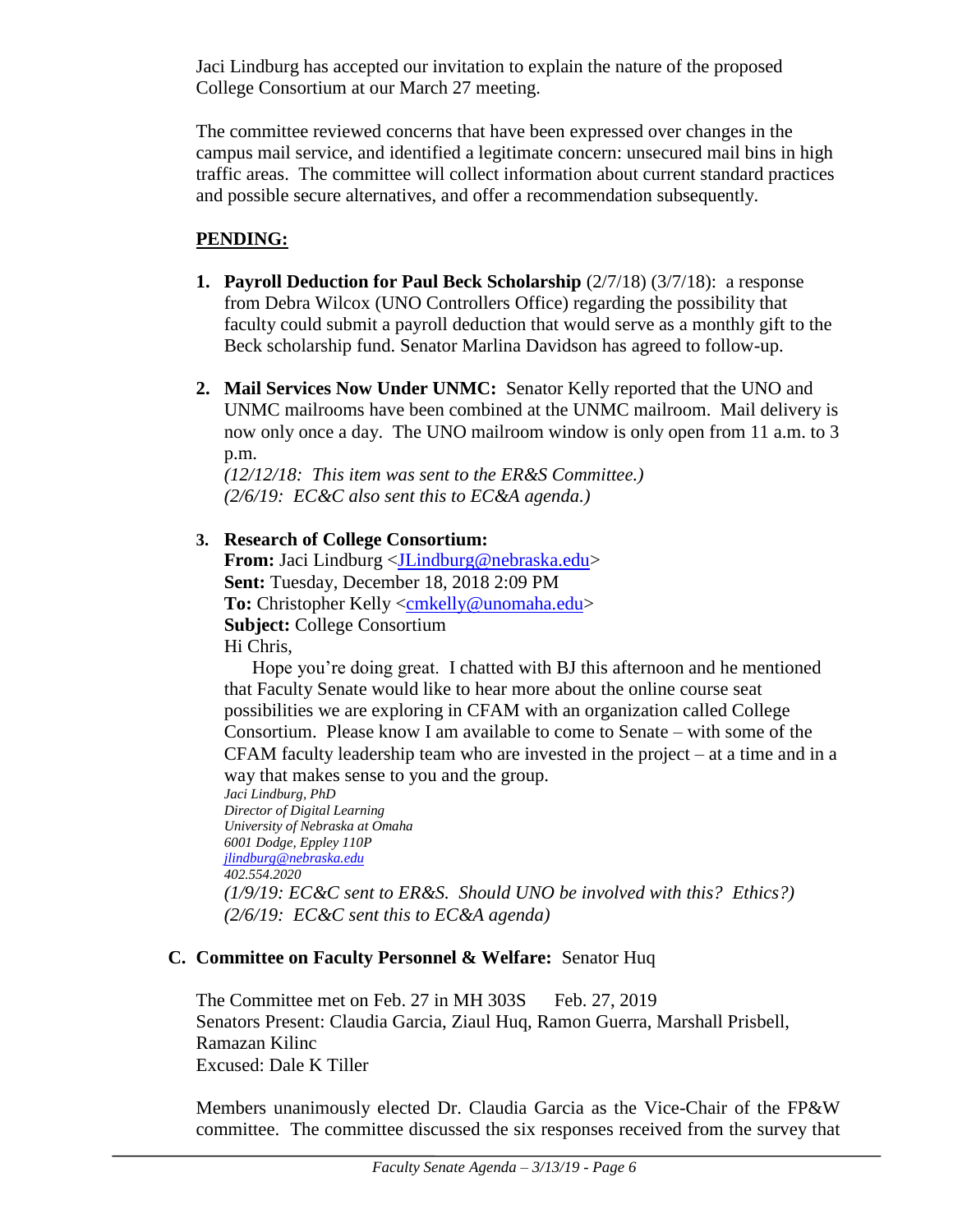Jaci Lindburg has accepted our invitation to explain the nature of the proposed College Consortium at our March 27 meeting.

The committee reviewed concerns that have been expressed over changes in the campus mail service, and identified a legitimate concern: unsecured mail bins in high traffic areas. The committee will collect information about current standard practices and possible secure alternatives, and offer a recommendation subsequently.

**PENDING:**

1. **Payroll Deduction for Paul Beck Scholarship** (2/7/18) (3/7/18): a response from Debra Wilcox (UNO Controllers Office) regarding the possibility that faculty could submit a payroll deduction that would serve as a monthly gift to the Beck scholarship fund. Senator Marlina Davidson has agreed to follow-up.

2. **Mail Services Now Under UNMC:** Senator Kelly reported that the UNO and UNMC mailrooms have been combined at the UNMC mailroom. Mail delivery is now only once a day. The UNO mailroom window is only open from 11 a.m. to 3 p.m.
   *(12/12/18: This item was sent to the ER&S Committee.)*
   *(2/6/19: EC&C also sent this to EC&A agenda.)*

3. **Research of College Consortium:**
   **From:** Jaci Lindburg <JLindburg@nebraska.edu>
   **Sent:** Tuesday, December 18, 2018 2:09 PM
   **To:** Christopher Kelly <cmkelly@unomaha.edu>
   **Subject:** College Consortium
   Hi Chris,
   Hope you're doing great. I chatted with BJ this afternoon and he mentioned that Faculty Senate would like to hear more about the online course seat possibilities we are exploring in CFAM with an organization called College Consortium. Please know I am available to come to Senate – with some of the CFAM faculty leadership team who are invested in the project – at a time and in a way that makes sense to you and the group.
   *Jaci Lindburg, PhD*
   *Director of Digital Learning*
   *University of Nebraska at Omaha*
   *6001 Dodge, Eppley 110P*
   *jlindburg@nebraska.edu*
   *402.554.2020*
   *(1/9/19: EC&C sent to ER&S. Should UNO be involved with this? Ethics?)*
   *(2/6/19: EC&C sent this to EC&A agenda)*

**C. Committee on Faculty Personnel & Welfare:** Senator Huq

The Committee met on Feb. 27 in MH 303S Feb. 27, 2019
Senators Present: Claudia Garcia, Ziaul Huq, Ramon Guerra, Marshall Prisbell, Ramazan Kilinc
Excused: Dale K Tiller

Members unanimously elected Dr. Claudia Garcia as the Vice-Chair of the FP&W committee. The committee discussed the six responses received from the survey that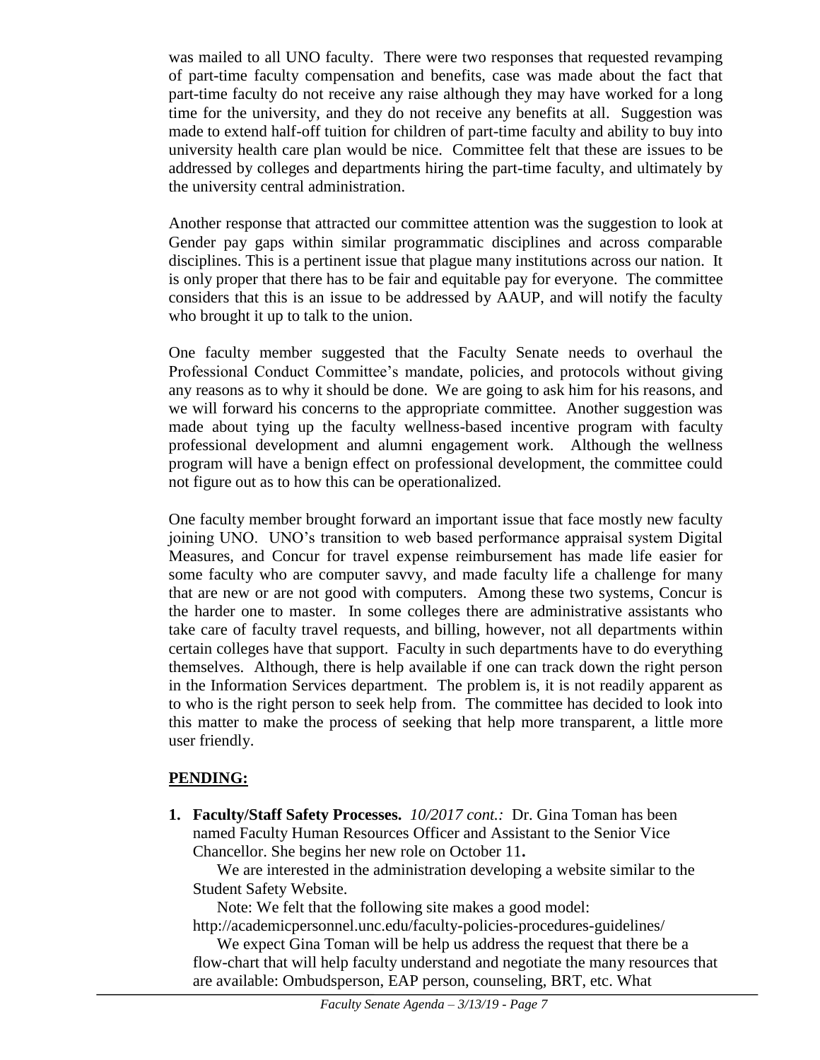was mailed to all UNO faculty. There were two responses that requested revamping of part-time faculty compensation and benefits, case was made about the fact that part-time faculty do not receive any raise although they may have worked for a long time for the university, and they do not receive any benefits at all. Suggestion was made to extend half-off tuition for children of part-time faculty and ability to buy into university health care plan would be nice. Committee felt that these are issues to be addressed by colleges and departments hiring the part-time faculty, and ultimately by the university central administration.

Another response that attracted our committee attention was the suggestion to look at Gender pay gaps within similar programmatic disciplines and across comparable disciplines. This is a pertinent issue that plague many institutions across our nation. It is only proper that there has to be fair and equitable pay for everyone. The committee considers that this is an issue to be addressed by AAUP, and will notify the faculty who brought it up to talk to the union.

One faculty member suggested that the Faculty Senate needs to overhaul the Professional Conduct Committee's mandate, policies, and protocols without giving any reasons as to why it should be done. We are going to ask him for his reasons, and we will forward his concerns to the appropriate committee. Another suggestion was made about tying up the faculty wellness-based incentive program with faculty professional development and alumni engagement work. Although the wellness program will have a benign effect on professional development, the committee could not figure out as to how this can be operationalized.

One faculty member brought forward an important issue that face mostly new faculty joining UNO. UNO's transition to web based performance appraisal system Digital Measures, and Concur for travel expense reimbursement has made life easier for some faculty who are computer savvy, and made faculty life a challenge for many that are new or are not good with computers. Among these two systems, Concur is the harder one to master. In some colleges there are administrative assistants who take care of faculty travel requests, and billing, however, not all departments within certain colleges have that support. Faculty in such departments have to do everything themselves. Although, there is help available if one can track down the right person in the Information Services department. The problem is, it is not readily apparent as to who is the right person to seek help from. The committee has decided to look into this matter to make the process of seeking that help more transparent, a little more user friendly.

## PENDING:

1. **Faculty/Staff Safety Processes.** *10/2017 cont.:* Dr. Gina Toman has been named Faculty Human Resources Officer and Assistant to the Senior Vice Chancellor. She begins her new role on October 11**.**

   We are interested in the administration developing a website similar to the Student Safety Website.

   Note: We felt that the following site makes a good model: http://academicpersonnel.unc.edu/faculty-policies-procedures-guidelines/

   We expect Gina Toman will be help us address the request that there be a flow-chart that will help faculty understand and negotiate the many resources that are available: Ombudsperson, EAP person, counseling, BRT, etc. What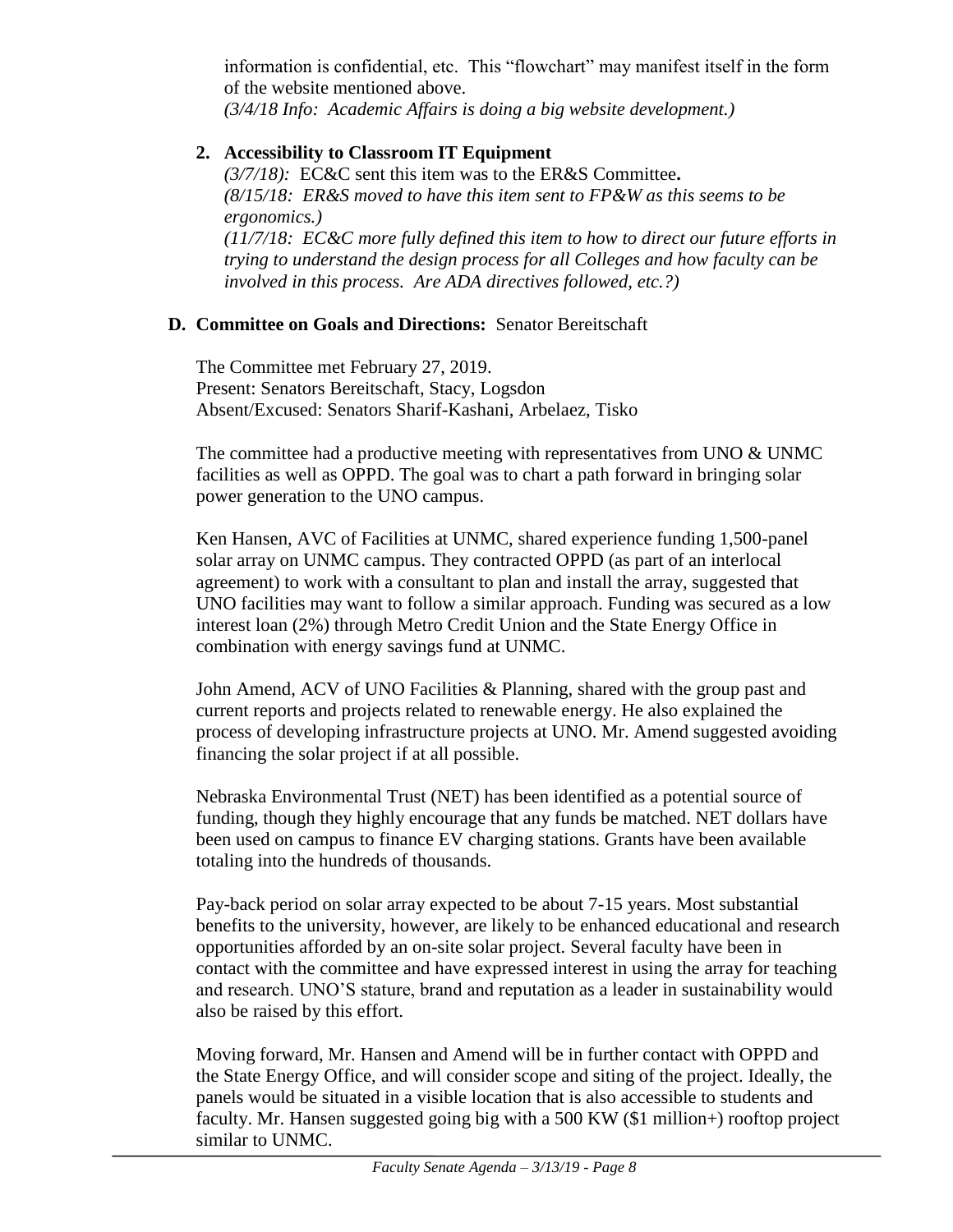information is confidential, etc. This "flowchart" may manifest itself in the form of the website mentioned above.
*(3/4/18 Info: Academic Affairs is doing a big website development.)*

2. **Accessibility to Classroom IT Equipment**
   *(3/7/18):* EC&C sent this item was to the ER&S Committee**.**
   *(8/15/18: ER&S moved to have this item sent to FP&W as this seems to be ergonomics.)*
   *(11/7/18: EC&C more fully defined this item to how to direct our future efforts in trying to understand the design process for all Colleges and how faculty can be involved in this process. Are ADA directives followed, etc.?)*

**D. Committee on Goals and Directions:** Senator Bereitschaft

The Committee met February 27, 2019.
Present: Senators Bereitschaft, Stacy, Logsdon
Absent/Excused: Senators Sharif-Kashani, Arbelaez, Tisko

The committee had a productive meeting with representatives from UNO & UNMC facilities as well as OPPD. The goal was to chart a path forward in bringing solar power generation to the UNO campus.

Ken Hansen, AVC of Facilities at UNMC, shared experience funding 1,500-panel solar array on UNMC campus. They contracted OPPD (as part of an interlocal agreement) to work with a consultant to plan and install the array, suggested that UNO facilities may want to follow a similar approach. Funding was secured as a low interest loan (2%) through Metro Credit Union and the State Energy Office in combination with energy savings fund at UNMC.

John Amend, ACV of UNO Facilities & Planning, shared with the group past and current reports and projects related to renewable energy. He also explained the process of developing infrastructure projects at UNO. Mr. Amend suggested avoiding financing the solar project if at all possible.

Nebraska Environmental Trust (NET) has been identified as a potential source of funding, though they highly encourage that any funds be matched. NET dollars have been used on campus to finance EV charging stations. Grants have been available totaling into the hundreds of thousands.

Pay-back period on solar array expected to be about 7-15 years. Most substantial benefits to the university, however, are likely to be enhanced educational and research opportunities afforded by an on-site solar project. Several faculty have been in contact with the committee and have expressed interest in using the array for teaching and research. UNO'S stature, brand and reputation as a leader in sustainability would also be raised by this effort.

Moving forward, Mr. Hansen and Amend will be in further contact with OPPD and the State Energy Office, and will consider scope and siting of the project. Ideally, the panels would be situated in a visible location that is also accessible to students and faculty. Mr. Hansen suggested going big with a 500 KW ($1 million+) rooftop project similar to UNMC.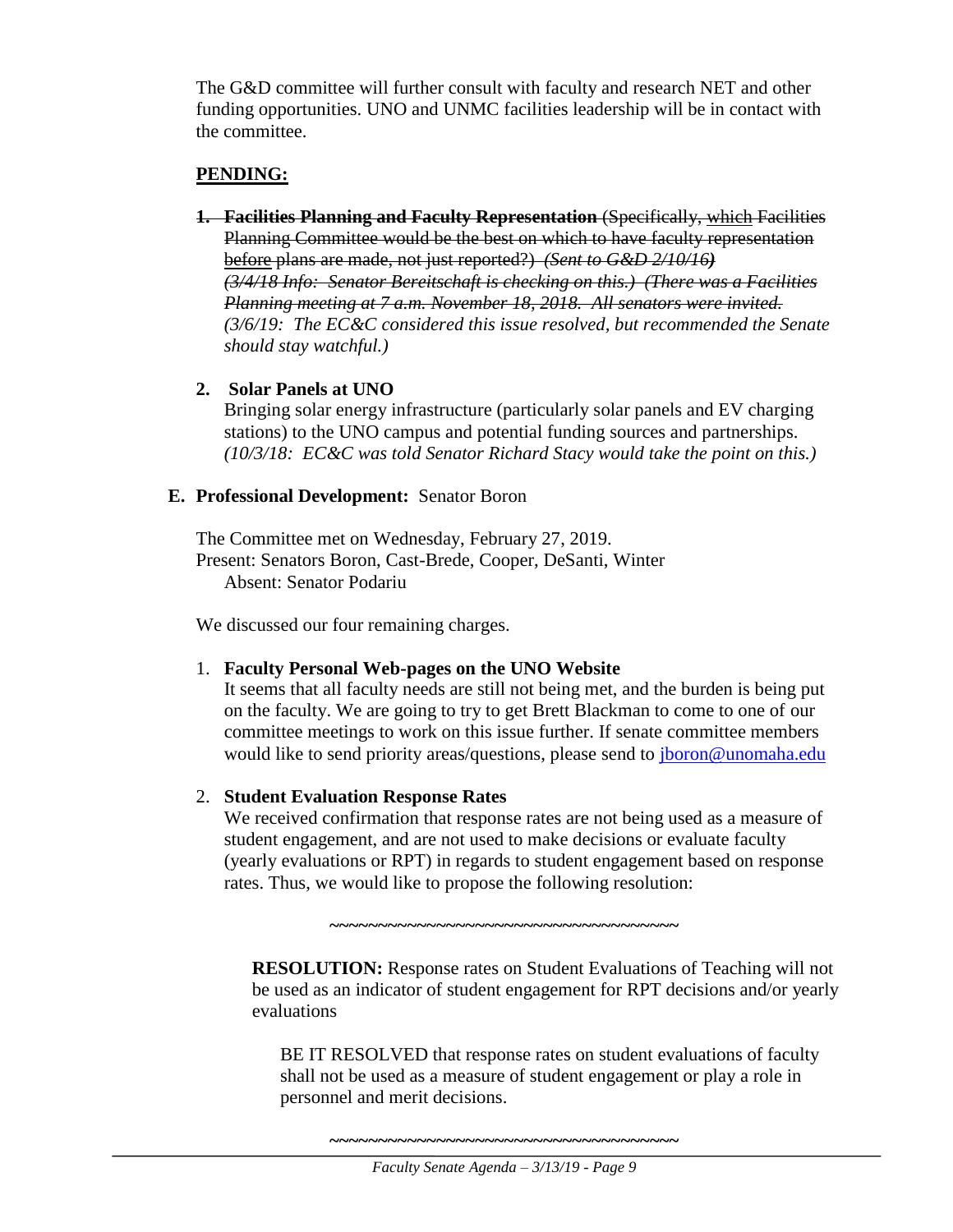The G&D committee will further consult with faculty and research NET and other funding opportunities. UNO and UNMC facilities leadership will be in contact with the committee.

**PENDING:**

1. ~~**Facilities Planning and Faculty Representation** (Specifically, which Facilities Planning Committee would be the best on which to have faculty representation before plans are made, not just reported?) *(Sent to G&D 2/10/16)* *(3/4/18 Info: Senator Bereitschaft is checking on this.) (There was a Facilities Planning meeting at 7 a.m. November 18, 2018. All senators were invited.*~~ *(3/6/19: The EC&C considered this issue resolved, but recommended the Senate should stay watchful.)*

2. **Solar Panels at UNO**
   Bringing solar energy infrastructure (particularly solar panels and EV charging stations) to the UNO campus and potential funding sources and partnerships. *(10/3/18: EC&C was told Senator Richard Stacy would take the point on this.)*

**E. Professional Development:** Senator Boron

The Committee met on Wednesday, February 27, 2019.
Present: Senators Boron, Cast-Brede, Cooper, DeSanti, Winter
Absent: Senator Podariu

We discussed our four remaining charges.

1. **Faculty Personal Web-pages on the UNO Website**
   It seems that all faculty needs are still not being met, and the burden is being put on the faculty. We are going to try to get Brett Blackman to come to one of our committee meetings to work on this issue further. If senate committee members would like to send priority areas/questions, please send to jboron@unomaha.edu

2. **Student Evaluation Response Rates**
   We received confirmation that response rates are not being used as a measure of student engagement, and are not used to make decisions or evaluate faculty (yearly evaluations or RPT) in regards to student engagement based on response rates. Thus, we would like to propose the following resolution:

~~~~~~~~~~~~~~~~~~~~~~~~~~~~~~~~~~~~~

**RESOLUTION:** Response rates on Student Evaluations of Teaching will not be used as an indicator of student engagement for RPT decisions and/or yearly evaluations

BE IT RESOLVED that response rates on student evaluations of faculty shall not be used as a measure of student engagement or play a role in personnel and merit decisions.

~~~~~~~~~~~~~~~~~~~~~~~~~~~~~~~~~~~~~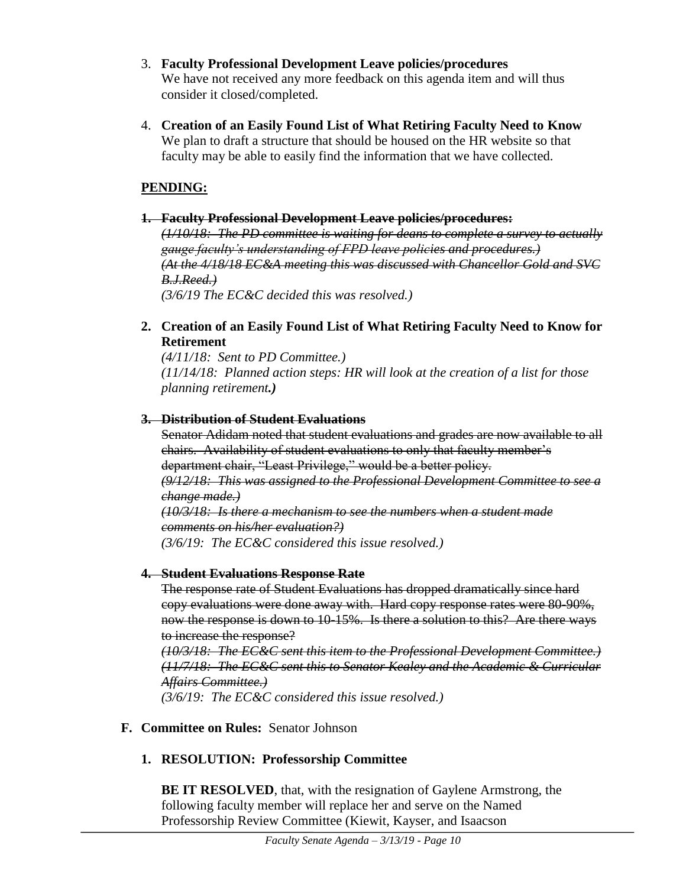3. **Faculty Professional Development Leave policies/procedures**
   We have not received any more feedback on this agenda item and will thus consider it closed/completed.

4. **Creation of an Easily Found List of What Retiring Faculty Need to Know**
   We plan to draft a structure that should be housed on the HR website so that faculty may be able to easily find the information that we have collected.

**PENDING:**

1. ~~**Faculty Professional Development Leave policies/procedures:**~~
   ~~*(1/10/18: The PD committee is waiting for deans to complete a survey to actually gauge faculty's understanding of FPD leave policies and procedures.)*~~
   ~~*(At the 4/18/18 EC&A meeting this was discussed with Chancellor Gold and SVC B.J.Reed.)*~~
   *(3/6/19 The EC&C decided this was resolved.)*

2. **Creation of an Easily Found List of What Retiring Faculty Need to Know for Retirement**
   *(4/11/18: Sent to PD Committee.)*
   *(11/14/18: Planned action steps: HR will look at the creation of a list for those planning retirement.)*

3. ~~**Distribution of Student Evaluations**~~
   ~~Senator Adidam noted that student evaluations and grades are now available to all chairs. Availability of student evaluations to only that faculty member's department chair, "Least Privilege," would be a better policy.~~
   ~~*(9/12/18: This was assigned to the Professional Development Committee to see a change made.)*~~
   ~~*(10/3/18: Is there a mechanism to see the numbers when a student made comments on his/her evaluation?)*~~
   *(3/6/19: The EC&C considered this issue resolved.)*

4. ~~**Student Evaluations Response Rate**~~
   ~~The response rate of Student Evaluations has dropped dramatically since hard copy evaluations were done away with. Hard copy response rates were 80-90%, now the response is down to 10-15%. Is there a solution to this? Are there ways to increase the response?~~
   ~~*(10/3/18: The EC&C sent this item to the Professional Development Committee.)*~~
   ~~*(11/7/18: The EC&C sent this to Senator Kealey and the Academic & Curricular Affairs Committee.)*~~
   *(3/6/19: The EC&C considered this issue resolved.)*

**F. Committee on Rules:** Senator Johnson

**1. RESOLUTION: Professorship Committee**

**BE IT RESOLVED**, that, with the resignation of Gaylene Armstrong, the following faculty member will replace her and serve on the Named Professorship Review Committee (Kiewit, Kayser, and Isaacson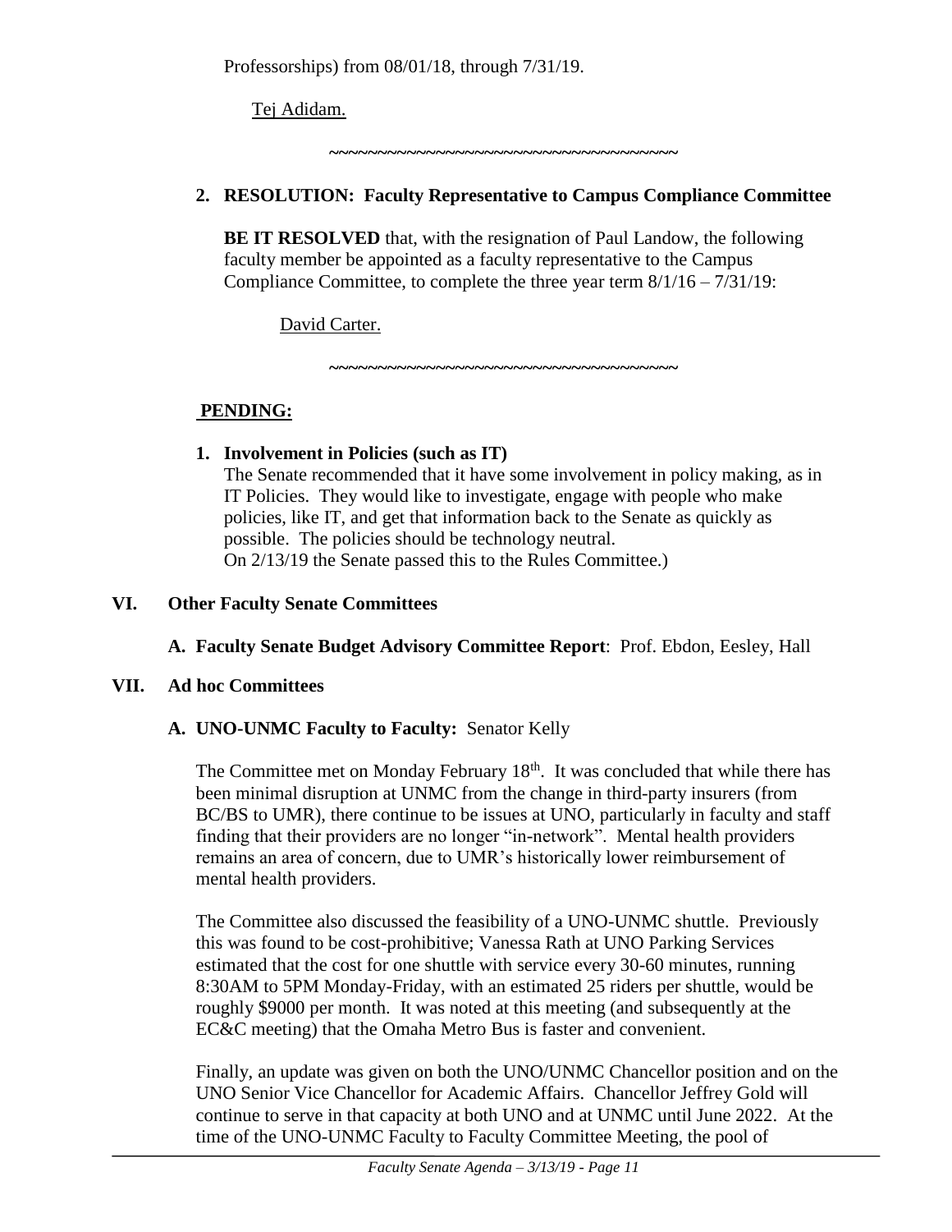Professorships) from 08/01/18, through 7/31/19.

Tej Adidam.

~~~~~~~~~~~~~~~~~~~~~~~~~~~~~~~~~~~~~~

**2. RESOLUTION: Faculty Representative to Campus Compliance Committee**

**BE IT RESOLVED** that, with the resignation of Paul Landow, the following faculty member be appointed as a faculty representative to the Campus Compliance Committee, to complete the three year term 8/1/16 – 7/31/19:

David Carter.

~~~~~~~~~~~~~~~~~~~~~~~~~~~~~~~~~~~~~~

**PENDING:**

**1. Involvement in Policies (such as IT)**
The Senate recommended that it have some involvement in policy making, as in IT Policies. They would like to investigate, engage with people who make policies, like IT, and get that information back to the Senate as quickly as possible. The policies should be technology neutral.
On 2/13/19 the Senate passed this to the Rules Committee.)

## VI. Other Faculty Senate Committees

**A. Faculty Senate Budget Advisory Committee Report**: Prof. Ebdon, Eesley, Hall

## VII. Ad hoc Committees

**A. UNO-UNMC Faculty to Faculty:** Senator Kelly

The Committee met on Monday February 18th. It was concluded that while there has been minimal disruption at UNMC from the change in third-party insurers (from BC/BS to UMR), there continue to be issues at UNO, particularly in faculty and staff finding that their providers are no longer "in-network". Mental health providers remains an area of concern, due to UMR's historically lower reimbursement of mental health providers.

The Committee also discussed the feasibility of a UNO-UNMC shuttle. Previously this was found to be cost-prohibitive; Vanessa Rath at UNO Parking Services estimated that the cost for one shuttle with service every 30-60 minutes, running 8:30AM to 5PM Monday-Friday, with an estimated 25 riders per shuttle, would be roughly \$9000 per month. It was noted at this meeting (and subsequently at the EC&C meeting) that the Omaha Metro Bus is faster and convenient.

Finally, an update was given on both the UNO/UNMC Chancellor position and on the UNO Senior Vice Chancellor for Academic Affairs. Chancellor Jeffrey Gold will continue to serve in that capacity at both UNO and at UNMC until June 2022. At the time of the UNO-UNMC Faculty to Faculty Committee Meeting, the pool of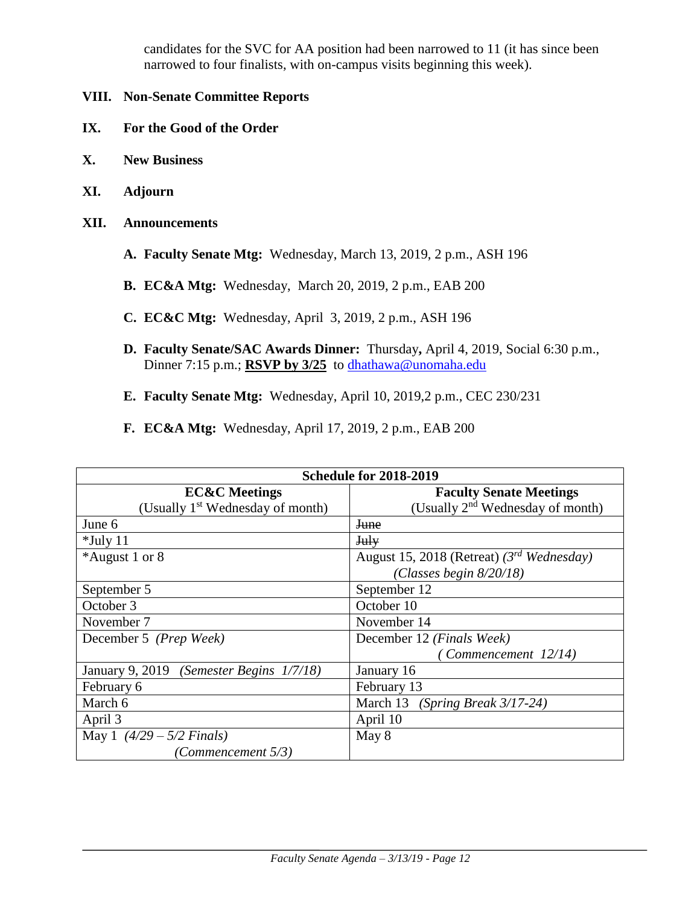candidates for the SVC for AA position had been narrowed to 11 (it has since been narrowed to four finalists, with on-campus visits beginning this week).

**VIII. Non-Senate Committee Reports**

**IX. For the Good of the Order**

**X. New Business**

**XI. Adjourn**

**XII. Announcements**

- **A. Faculty Senate Mtg:** Wednesday, March 13, 2019, 2 p.m., ASH 196
- **B. EC&A Mtg:** Wednesday, March 20, 2019, 2 p.m., EAB 200
- **C. EC&C Mtg:** Wednesday, April 3, 2019, 2 p.m., ASH 196
- **D. Faculty Senate/SAC Awards Dinner:** Thursday**,** April 4, 2019, Social 6:30 p.m., Dinner 7:15 p.m.; **RSVP by 3/25** to dhathawa@unomaha.edu
- **E. Faculty Senate Mtg:** Wednesday, April 10, 2019,2 p.m., CEC 230/231
- **F. EC&A Mtg:** Wednesday, April 17, 2019, 2 p.m., EAB 200

| **Schedule for 2018-2019** | |
|---|---|
| **EC&C Meetings** (Usually 1st Wednesday of month) | **Faculty Senate Meetings** (Usually 2nd Wednesday of month) |
| June 6 | ~~June~~ |
| *July 11 | ~~July~~ |
| *August 1 or 8 | August 15, 2018 (Retreat) *(3rd Wednesday)* *(Classes begin 8/20/18)* |
| September 5 | September 12 |
| October 3 | October 10 |
| November 7 | November 14 |
| December 5 *(Prep Week)* | December 12 *(Finals Week)* *( Commencement 12/14)* |
| January 9, 2019 *(Semester Begins 1/7/18)* | January 16 |
| February 6 | February 13 |
| March 6 | March 13 *(Spring Break 3/17-24)* |
| April 3 | April 10 |
| May 1 *(4/29 – 5/2 Finals)* *(Commencement 5/3)* | May 8 |